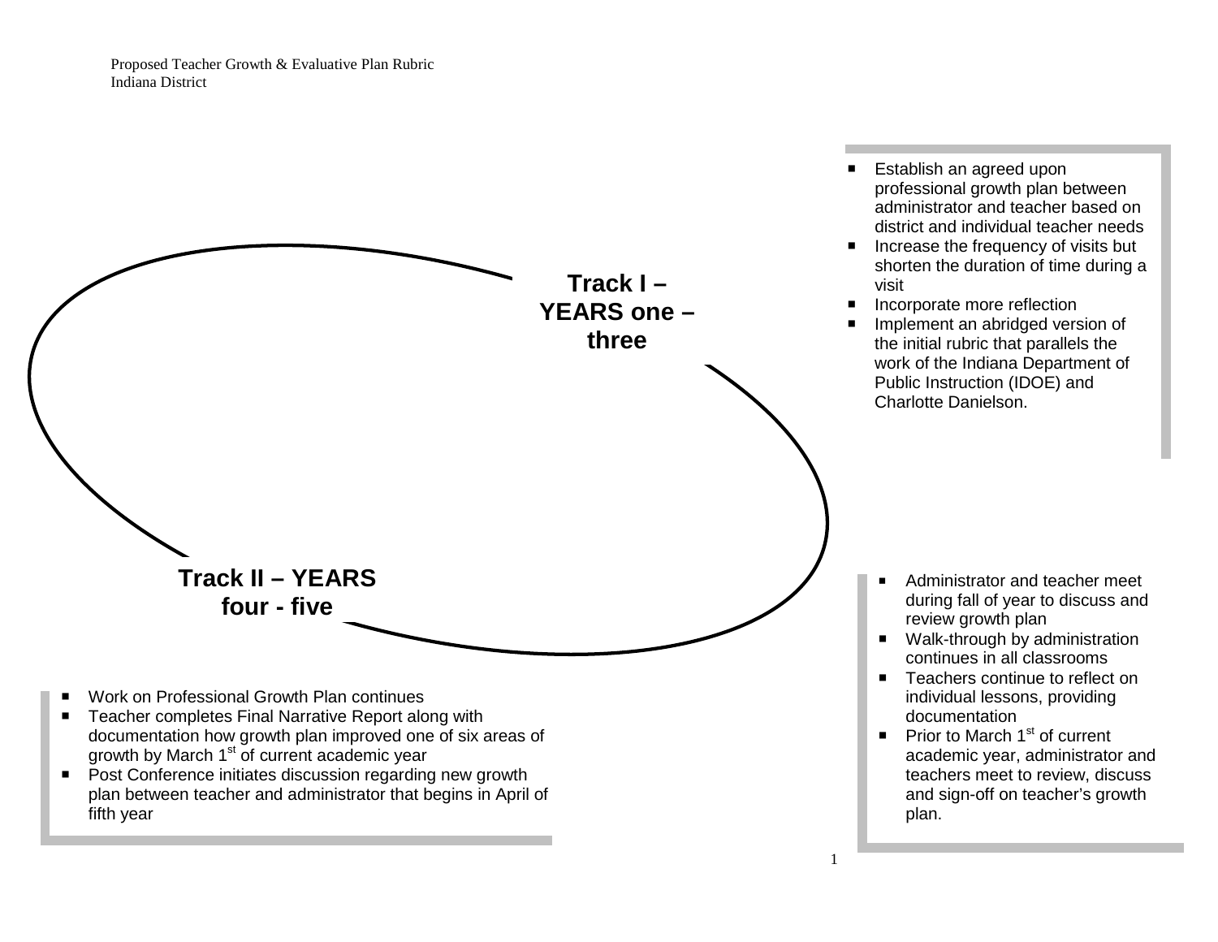Proposed Teacher Growth & Evaluative Plan Rubric
Indiana District

## Track I – YEARS one – three

- Establish an agreed upon professional growth plan between administrator and teacher based on district and individual teacher needs
- Increase the frequency of visits but shorten the duration of time during a visit
- Incorporate more reflection
- Implement an abridged version of the initial rubric that parallels the work of the Indiana Department of Public Instruction (IDOE) and Charlotte Danielson.

- Administrator and teacher meet during fall of year to discuss and review growth plan
- Walk-through by administration continues in all classrooms
- Teachers continue to reflect on individual lessons, providing documentation
- Prior to March 1st of current academic year, administrator and teachers meet to review, discuss and sign-off on teacher's growth plan.

## Track II – YEARS four - five

- Work on Professional Growth Plan continues
- Teacher completes Final Narrative Report along with documentation how growth plan improved one of six areas of growth by March 1st of current academic year
- Post Conference initiates discussion regarding new growth plan between teacher and administrator that begins in April of fifth year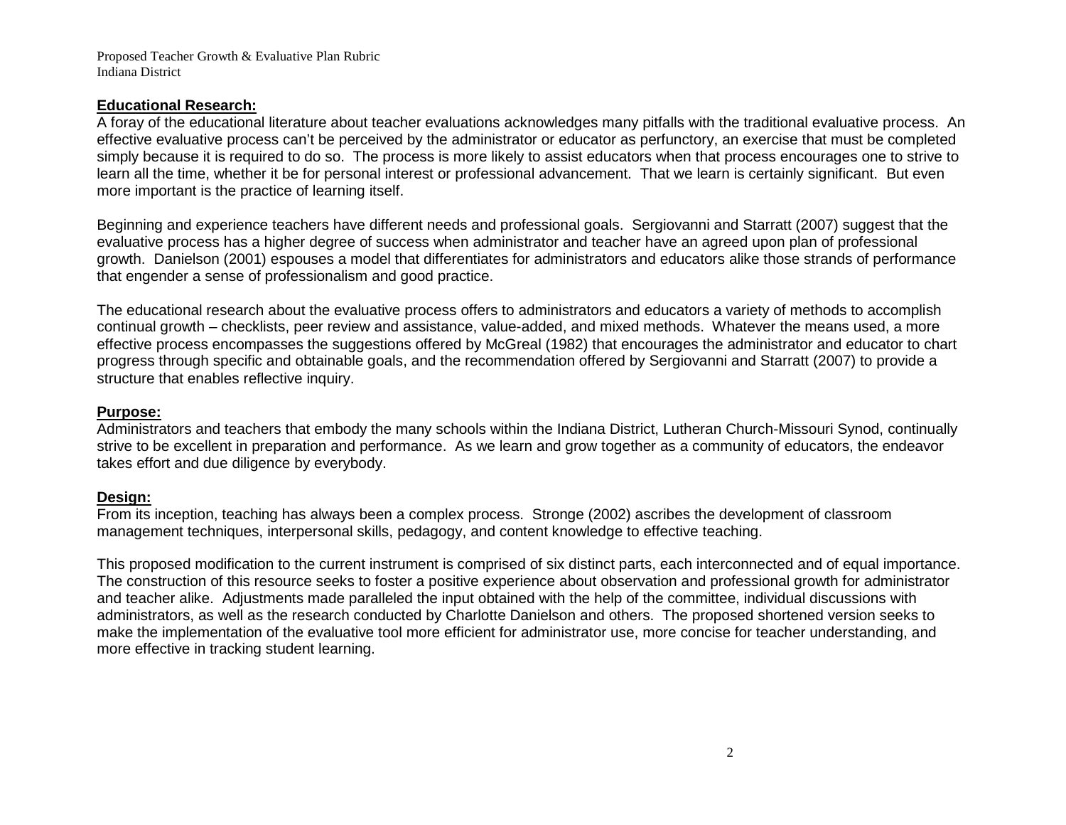## Educational Research:

A foray of the educational literature about teacher evaluations acknowledges many pitfalls with the traditional evaluative process. An effective evaluative process can't be perceived by the administrator or educator as perfunctory, an exercise that must be completed simply because it is required to do so. The process is more likely to assist educators when that process encourages one to strive to learn all the time, whether it be for personal interest or professional advancement. That we learn is certainly significant. But even more important is the practice of learning itself.

Beginning and experience teachers have different needs and professional goals. Sergiovanni and Starratt (2007) suggest that the evaluative process has a higher degree of success when administrator and teacher have an agreed upon plan of professional growth. Danielson (2001) espouses a model that differentiates for administrators and educators alike those strands of performance that engender a sense of professionalism and good practice.

The educational research about the evaluative process offers to administrators and educators a variety of methods to accomplish continual growth – checklists, peer review and assistance, value-added, and mixed methods. Whatever the means used, a more effective process encompasses the suggestions offered by McGreal (1982) that encourages the administrator and educator to chart progress through specific and obtainable goals, and the recommendation offered by Sergiovanni and Starratt (2007) to provide a structure that enables reflective inquiry.

## Purpose:

Administrators and teachers that embody the many schools within the Indiana District, Lutheran Church-Missouri Synod, continually strive to be excellent in preparation and performance. As we learn and grow together as a community of educators, the endeavor takes effort and due diligence by everybody.

## Design:

From its inception, teaching has always been a complex process. Stronge (2002) ascribes the development of classroom management techniques, interpersonal skills, pedagogy, and content knowledge to effective teaching.

This proposed modification to the current instrument is comprised of six distinct parts, each interconnected and of equal importance. The construction of this resource seeks to foster a positive experience about observation and professional growth for administrator and teacher alike. Adjustments made paralleled the input obtained with the help of the committee, individual discussions with administrators, as well as the research conducted by Charlotte Danielson and others. The proposed shortened version seeks to make the implementation of the evaluative tool more efficient for administrator use, more concise for teacher understanding, and more effective in tracking student learning.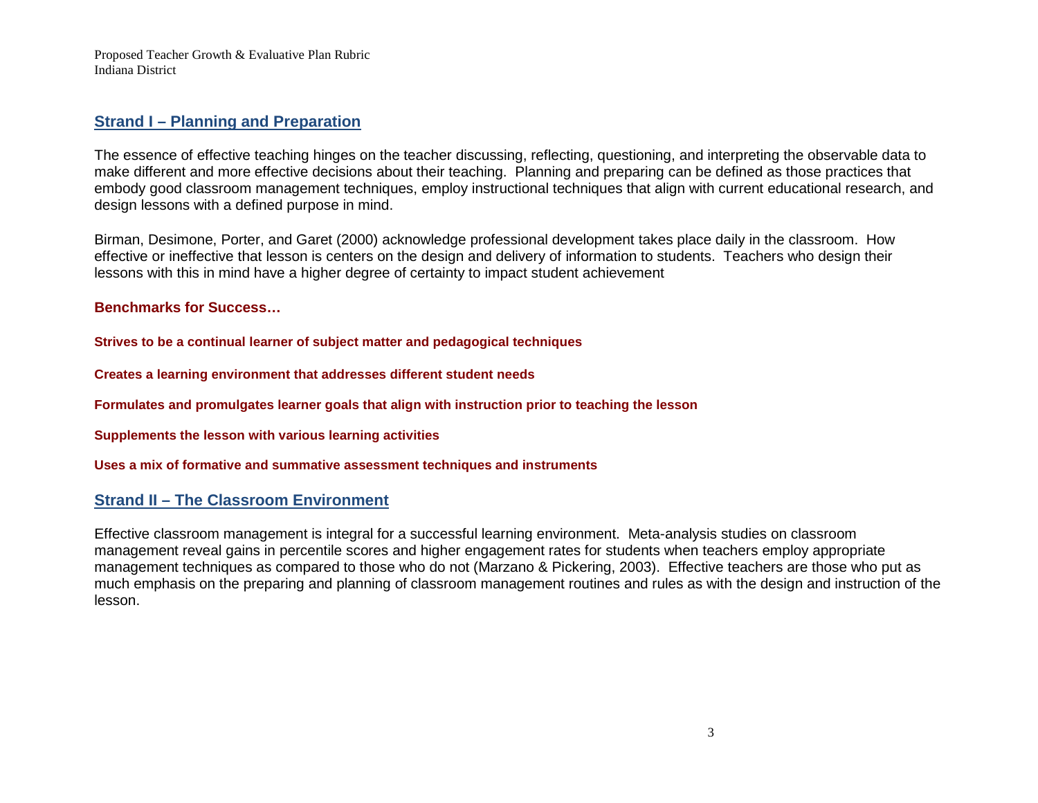## Strand I – Planning and Preparation

The essence of effective teaching hinges on the teacher discussing, reflecting, questioning, and interpreting the observable data to make different and more effective decisions about their teaching. Planning and preparing can be defined as those practices that embody good classroom management techniques, employ instructional techniques that align with current educational research, and design lessons with a defined purpose in mind.

Birman, Desimone, Porter, and Garet (2000) acknowledge professional development takes place daily in the classroom. How effective or ineffective that lesson is centers on the design and delivery of information to students. Teachers who design their lessons with this in mind have a higher degree of certainty to impact student achievement

**Benchmarks for Success…**

**Strives to be a continual learner of subject matter and pedagogical techniques**

**Creates a learning environment that addresses different student needs**

**Formulates and promulgates learner goals that align with instruction prior to teaching the lesson**

**Supplements the lesson with various learning activities**

**Uses a mix of formative and summative assessment techniques and instruments**

## Strand II – The Classroom Environment

Effective classroom management is integral for a successful learning environment. Meta-analysis studies on classroom management reveal gains in percentile scores and higher engagement rates for students when teachers employ appropriate management techniques as compared to those who do not (Marzano & Pickering, 2003). Effective teachers are those who put as much emphasis on the preparing and planning of classroom management routines and rules as with the design and instruction of the lesson.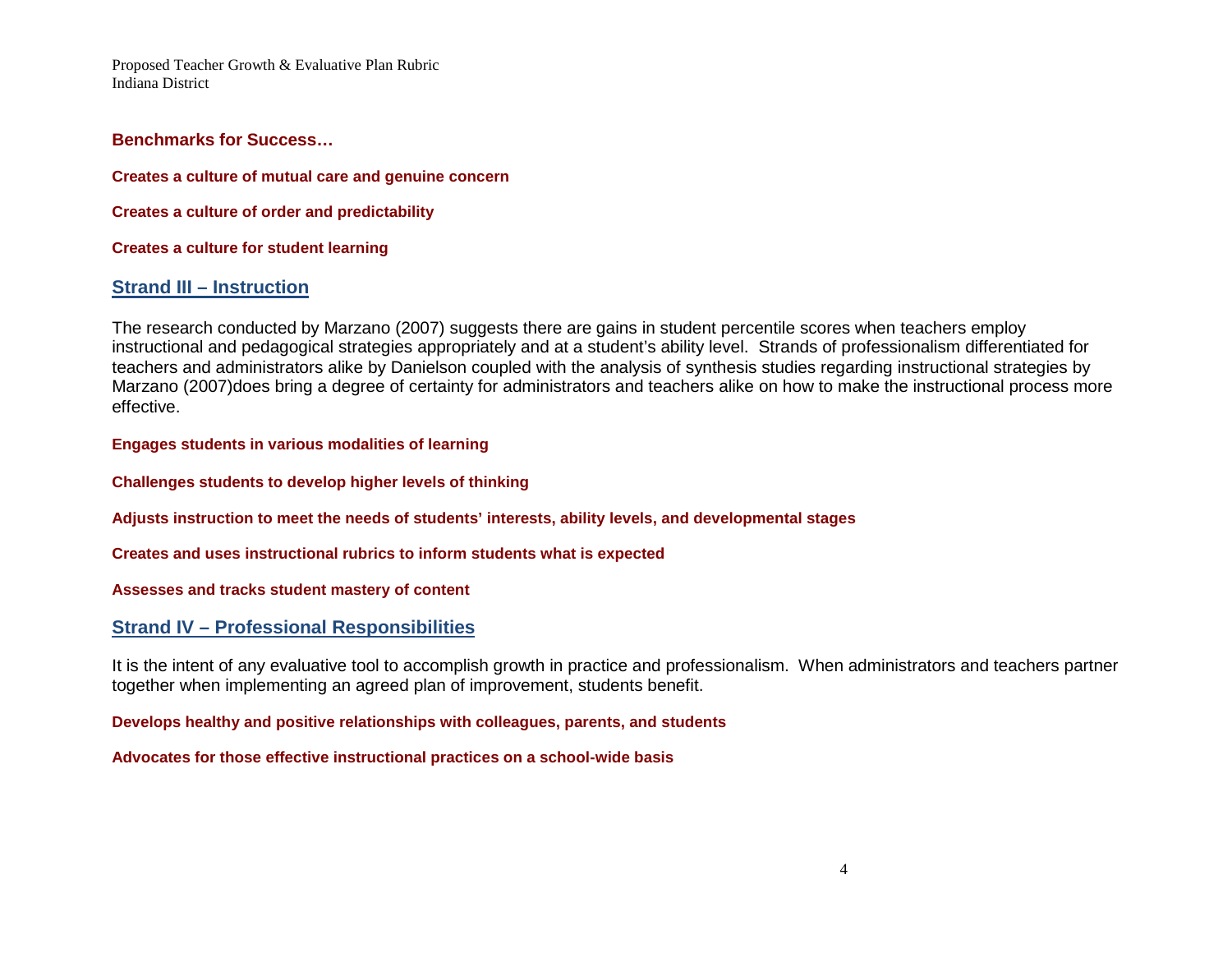### Benchmarks for Success…

**Creates a culture of mutual care and genuine concern**

**Creates a culture of order and predictability**

**Creates a culture for student learning**

## Strand III – Instruction

The research conducted by Marzano (2007) suggests there are gains in student percentile scores when teachers employ instructional and pedagogical strategies appropriately and at a student's ability level. Strands of professionalism differentiated for teachers and administrators alike by Danielson coupled with the analysis of synthesis studies regarding instructional strategies by Marzano (2007)does bring a degree of certainty for administrators and teachers alike on how to make the instructional process more effective.

**Engages students in various modalities of learning**

**Challenges students to develop higher levels of thinking**

**Adjusts instruction to meet the needs of students' interests, ability levels, and developmental stages**

**Creates and uses instructional rubrics to inform students what is expected**

**Assesses and tracks student mastery of content**

## Strand IV – Professional Responsibilities

It is the intent of any evaluative tool to accomplish growth in practice and professionalism. When administrators and teachers partner together when implementing an agreed plan of improvement, students benefit.

**Develops healthy and positive relationships with colleagues, parents, and students**

**Advocates for those effective instructional practices on a school-wide basis**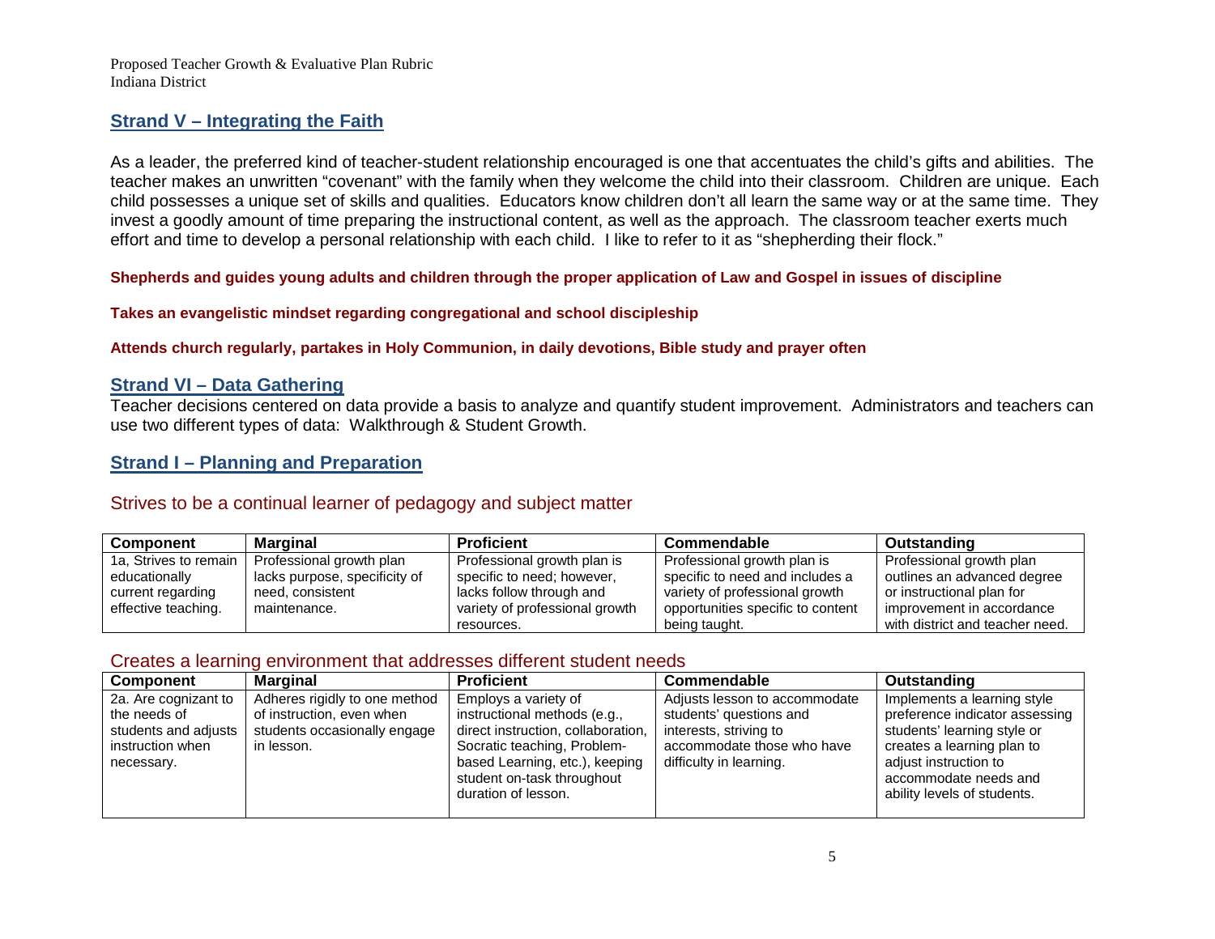Proposed Teacher Growth & Evaluative Plan Rubric
Indiana District

## Strand V – Integrating the Faith

As a leader, the preferred kind of teacher-student relationship encouraged is one that accentuates the child's gifts and abilities. The teacher makes an unwritten "covenant" with the family when they welcome the child into their classroom. Children are unique. Each child possesses a unique set of skills and qualities. Educators know children don't all learn the same way or at the same time. They invest a goodly amount of time preparing the instructional content, as well as the approach. The classroom teacher exerts much effort and time to develop a personal relationship with each child. I like to refer to it as "shepherding their flock."

**Shepherds and guides young adults and children through the proper application of Law and Gospel in issues of discipline**

**Takes an evangelistic mindset regarding congregational and school discipleship**

**Attends church regularly, partakes in Holy Communion, in daily devotions, Bible study and prayer often**

## Strand VI – Data Gathering

Teacher decisions centered on data provide a basis to analyze and quantify student improvement. Administrators and teachers can use two different types of data: Walkthrough & Student Growth.

## Strand I – Planning and Preparation

### Strives to be a continual learner of pedagogy and subject matter

| Component | Marginal | Proficient | Commendable | Outstanding |
|---|---|---|---|---|
| 1a, Strives to remain educationally current regarding effective teaching. | Professional growth plan lacks purpose, specificity of need, consistent maintenance. | Professional growth plan is specific to need; however, lacks follow through and variety of professional growth resources. | Professional growth plan is specific to need and includes a variety of professional growth opportunities specific to content being taught. | Professional growth plan outlines an advanced degree or instructional plan for improvement in accordance with district and teacher need. |

### Creates a learning environment that addresses different student needs

| Component | Marginal | Proficient | Commendable | Outstanding |
|---|---|---|---|---|
| 2a. Are cognizant to the needs of students and adjusts instruction when necessary. | Adheres rigidly to one method of instruction, even when students occasionally engage in lesson. | Employs a variety of instructional methods (e.g., direct instruction, collaboration, Socratic teaching, Problem-based Learning, etc.), keeping student on-task throughout duration of lesson. | Adjusts lesson to accommodate students' questions and interests, striving to accommodate those who have difficulty in learning. | Implements a learning style preference indicator assessing students' learning style or creates a learning plan to adjust instruction to accommodate needs and ability levels of students. |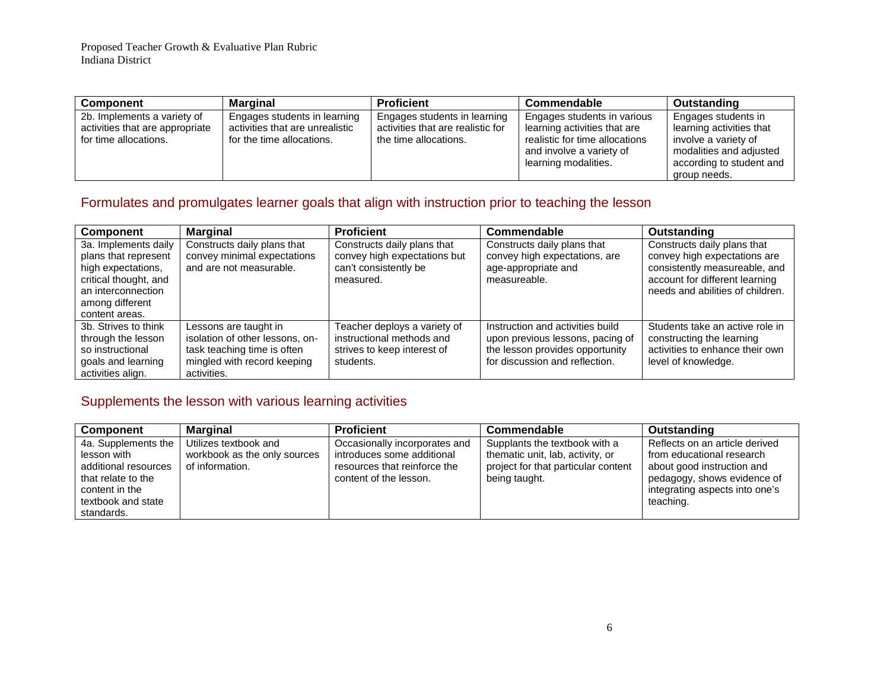| Component | Marginal | Proficient | Commendable | Outstanding |
|---|---|---|---|---|
| 2b. Implements a variety of activities that are appropriate for time allocations. | Engages students in learning activities that are unrealistic for the time allocations. | Engages students in learning activities that are realistic for the time allocations. | Engages students in various learning activities that are realistic for time allocations and involve a variety of learning modalities. | Engages students in learning activities that involve a variety of modalities and adjusted according to student and group needs. |

## Formulates and promulgates learner goals that align with instruction prior to teaching the lesson

| Component | Marginal | Proficient | Commendable | Outstanding |
|---|---|---|---|---|
| 3a. Implements daily plans that represent high expectations, critical thought, and an interconnection among different content areas. | Constructs daily plans that convey minimal expectations and are not measurable. | Constructs daily plans that convey high expectations but can't consistently be measured. | Constructs daily plans that convey high expectations, are age-appropriate and measureable. | Constructs daily plans that convey high expectations are consistently measureable, and account for different learning needs and abilities of children. |
| 3b. Strives to think through the lesson so instructional goals and learning activities align. | Lessons are taught in isolation of other lessons, on-task teaching time is often mingled with record keeping activities. | Teacher deploys a variety of instructional methods and strives to keep interest of students. | Instruction and activities build upon previous lessons, pacing of the lesson provides opportunity for discussion and reflection. | Students take an active role in constructing the learning activities to enhance their own level of knowledge. |

## Supplements the lesson with various learning activities

| Component | Marginal | Proficient | Commendable | Outstanding |
|---|---|---|---|---|
| 4a. Supplements the lesson with additional resources that relate to the content in the textbook and state standards. | Utilizes textbook and workbook as the only sources of information. | Occasionally incorporates and introduces some additional resources that reinforce the content of the lesson. | Supplants the textbook with a thematic unit, lab, activity, or project for that particular content being taught. | Reflects on an article derived from educational research about good instruction and pedagogy, shows evidence of integrating aspects into one's teaching. |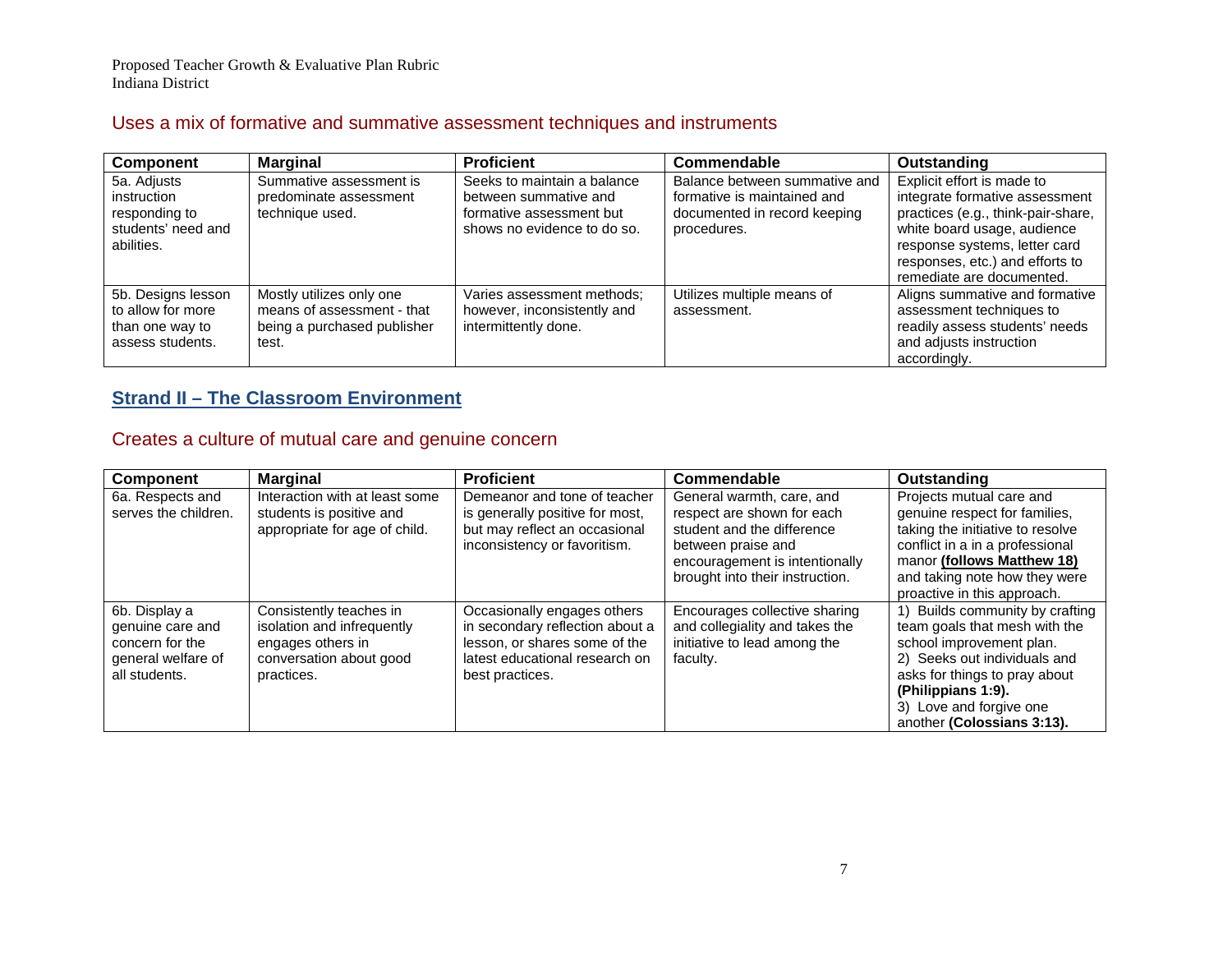## Uses a mix of formative and summative assessment techniques and instruments

| Component | Marginal | Proficient | Commendable | Outstanding |
|---|---|---|---|---|
| 5a. Adjusts instruction responding to students' need and abilities. | Summative assessment is predominate assessment technique used. | Seeks to maintain a balance between summative and formative assessment but shows no evidence to do so. | Balance between summative and formative is maintained and documented in record keeping procedures. | Explicit effort is made to integrate formative assessment practices (e.g., think-pair-share, white board usage, audience response systems, letter card responses, etc.) and efforts to remediate are documented. |
| 5b. Designs lesson to allow for more than one way to assess students. | Mostly utilizes only one means of assessment - that being a purchased publisher test. | Varies assessment methods; however, inconsistently and intermittently done. | Utilizes multiple means of assessment. | Aligns summative and formative assessment techniques to readily assess students' needs and adjusts instruction accordingly. |

# Strand II – The Classroom Environment

## Creates a culture of mutual care and genuine concern

| Component | Marginal | Proficient | Commendable | Outstanding |
|---|---|---|---|---|
| 6a. Respects and serves the children. | Interaction with at least some students is positive and appropriate for age of child. | Demeanor and tone of teacher is generally positive for most, but may reflect an occasional inconsistency or favoritism. | General warmth, care, and respect are shown for each student and the difference between praise and encouragement is intentionally brought into their instruction. | Projects mutual care and genuine respect for families, taking the initiative to resolve conflict in a in a professional manor **(follows Matthew 18)** and taking note how they were proactive in this approach. |
| 6b. Display a genuine care and concern for the general welfare of all students. | Consistently teaches in isolation and infrequently engages others in conversation about good practices. | Occasionally engages others in secondary reflection about a lesson, or shares some of the latest educational research on best practices. | Encourages collective sharing and collegiality and takes the initiative to lead among the faculty. | 1) Builds community by crafting team goals that mesh with the school improvement plan. 2) Seeks out individuals and asks for things to pray about **(Philippians 1:9).** 3) Love and forgive one another **(Colossians 3:13).** |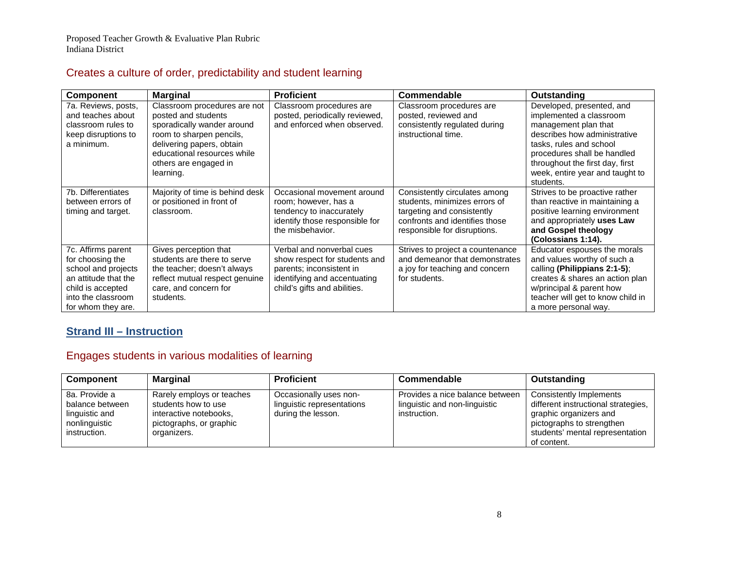## Creates a culture of order, predictability and student learning

| Component | Marginal | Proficient | Commendable | Outstanding |
|---|---|---|---|---|
| 7a. Reviews, posts, and teaches about classroom rules to keep disruptions to a minimum. | Classroom procedures are not posted and students sporadically wander around room to sharpen pencils, delivering papers, obtain educational resources while others are engaged in learning. | Classroom procedures are posted, periodically reviewed, and enforced when observed. | Classroom procedures are posted, reviewed and consistently regulated during instructional time. | Developed, presented, and implemented a classroom management plan that describes how administrative tasks, rules and school procedures shall be handled throughout the first day, first week, entire year and taught to students. |
| 7b. Differentiates between errors of timing and target. | Majority of time is behind desk or positioned in front of classroom. | Occasional movement around room; however, has a tendency to inaccurately identify those responsible for the misbehavior. | Consistently circulates among students, minimizes errors of targeting and consistently confronts and identifies those responsible for disruptions. | Strives to be proactive rather than reactive in maintaining a positive learning environment and appropriately **uses Law and Gospel theology (Colossians 1:14).** |
| 7c. Affirms parent for choosing the school and projects an attitude that the child is accepted into the classroom for whom they are. | Gives perception that students are there to serve the teacher; doesn't always reflect mutual respect genuine care, and concern for students. | Verbal and nonverbal cues show respect for students and parents; inconsistent in identifying and accentuating child's gifts and abilities. | Strives to project a countenance and demeanor that demonstrates a joy for teaching and concern for students. | Educator espouses the morals and values worthy of such a calling **(Philippians 2:1-5)**; creates & shares an action plan w/principal & parent how teacher will get to know child in a more personal way. |

## Strand III – Instruction

## Engages students in various modalities of learning

| Component | Marginal | Proficient | Commendable | Outstanding |
|---|---|---|---|---|
| 8a. Provide a balance between linguistic and nonlinguistic instruction. | Rarely employs or teaches students how to use interactive notebooks, pictographs, or graphic organizers. | Occasionally uses non-linguistic representations during the lesson. | Provides a nice balance between linguistic and non-linguistic instruction. | Consistently Implements different instructional strategies, graphic organizers and pictographs to strengthen students' mental representation of content. |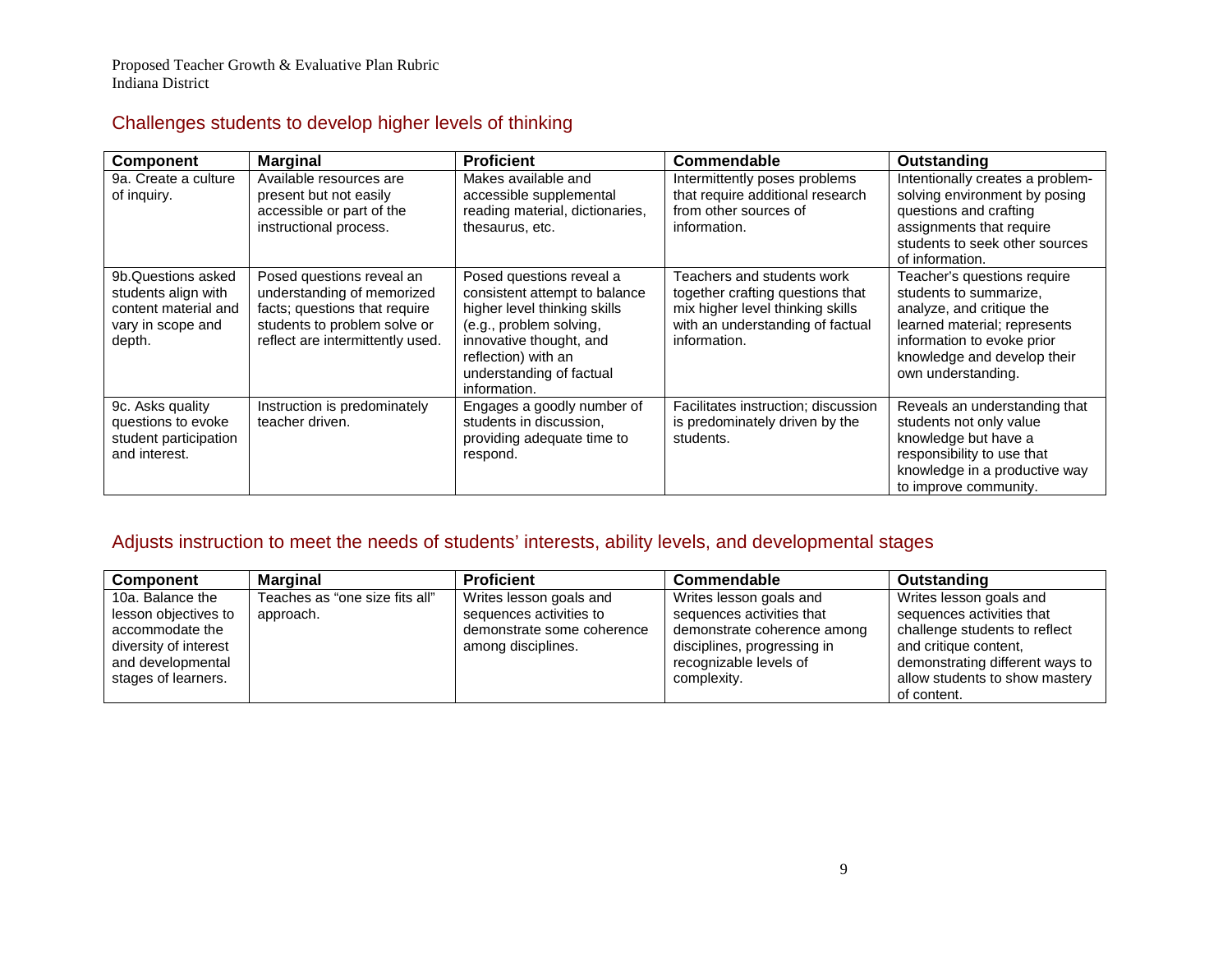## Challenges students to develop higher levels of thinking

| Component | Marginal | Proficient | Commendable | Outstanding |
|---|---|---|---|---|
| 9a. Create a culture of inquiry. | Available resources are present but not easily accessible or part of the instructional process. | Makes available and accessible supplemental reading material, dictionaries, thesaurus, etc. | Intermittently poses problems that require additional research from other sources of information. | Intentionally creates a problem-solving environment by posing questions and crafting assignments that require students to seek other sources of information. |
| 9b.Questions asked students align with content material and vary in scope and depth. | Posed questions reveal an understanding of memorized facts; questions that require students to problem solve or reflect are intermittently used. | Posed questions reveal a consistent attempt to balance higher level thinking skills (e.g., problem solving, innovative thought, and reflection) with an understanding of factual information. | Teachers and students work together crafting questions that mix higher level thinking skills with an understanding of factual information. | Teacher's questions require students to summarize, analyze, and critique the learned material; represents information to evoke prior knowledge and develop their own understanding. |
| 9c. Asks quality questions to evoke student participation and interest. | Instruction is predominately teacher driven. | Engages a goodly number of students in discussion, providing adequate time to respond. | Facilitates instruction; discussion is predominately driven by the students. | Reveals an understanding that students not only value knowledge but have a responsibility to use that knowledge in a productive way to improve community. |

## Adjusts instruction to meet the needs of students' interests, ability levels, and developmental stages

| Component | Marginal | Proficient | Commendable | Outstanding |
|---|---|---|---|---|
| 10a. Balance the lesson objectives to accommodate the diversity of interest and developmental stages of learners. | Teaches as "one size fits all" approach. | Writes lesson goals and sequences activities to demonstrate some coherence among disciplines. | Writes lesson goals and sequences activities that demonstrate coherence among disciplines, progressing in recognizable levels of complexity. | Writes lesson goals and sequences activities that challenge students to reflect and critique content, demonstrating different ways to allow students to show mastery of content. |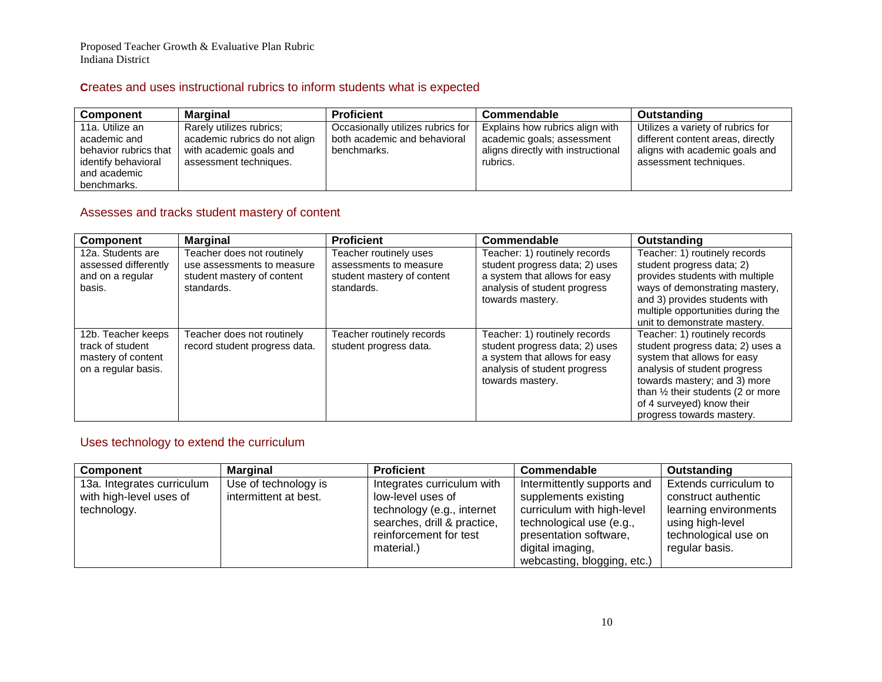Proposed Teacher Growth & Evaluative Plan Rubric
Indiana District

## Creates and uses instructional rubrics to inform students what is expected

| Component | Marginal | Proficient | Commendable | Outstanding |
|---|---|---|---|---|
| 11a. Utilize an academic and behavior rubrics that identify behavioral and academic benchmarks. | Rarely utilizes rubrics; academic rubrics do not align with academic goals and assessment techniques. | Occasionally utilizes rubrics for both academic and behavioral benchmarks. | Explains how rubrics align with academic goals; assessment aligns directly with instructional rubrics. | Utilizes a variety of rubrics for different content areas, directly aligns with academic goals and assessment techniques. |

## Assesses and tracks student mastery of content

| Component | Marginal | Proficient | Commendable | Outstanding |
|---|---|---|---|---|
| 12a. Students are assessed differently and on a regular basis. | Teacher does not routinely use assessments to measure student mastery of content standards. | Teacher routinely uses assessments to measure student mastery of content standards. | Teacher: 1) routinely records student progress data; 2) uses a system that allows for easy analysis of student progress towards mastery. | Teacher: 1) routinely records student progress data; 2) provides students with multiple ways of demonstrating mastery, and 3) provides students with multiple opportunities during the unit to demonstrate mastery. |
| 12b. Teacher keeps track of student mastery of content on a regular basis. | Teacher does not routinely record student progress data. | Teacher routinely records student progress data. | Teacher: 1) routinely records student progress data; 2) uses a system that allows for easy analysis of student progress towards mastery. | Teacher: 1) routinely records student progress data; 2) uses a system that allows for easy analysis of student progress towards mastery; and 3) more than ½ their students (2 or more of 4 surveyed) know their progress towards mastery. |

## Uses technology to extend the curriculum

| Component | Marginal | Proficient | Commendable | Outstanding |
|---|---|---|---|---|
| 13a. Integrates curriculum with high-level uses of technology. | Use of technology is intermittent at best. | Integrates curriculum with low-level uses of technology (e.g., internet searches, drill & practice, reinforcement for test material.) | Intermittently supports and supplements existing curriculum with high-level technological use (e.g., presentation software, digital imaging, webcasting, blogging, etc.) | Extends curriculum to construct authentic learning environments using high-level technological use on regular basis. |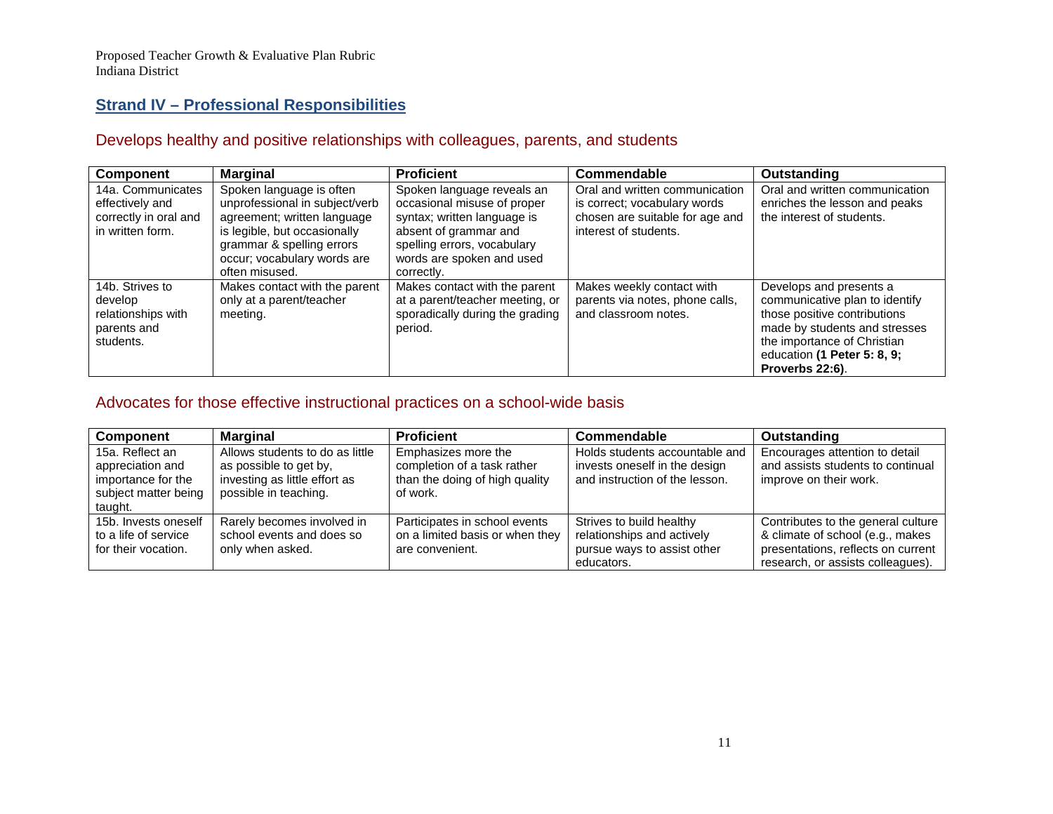Proposed Teacher Growth & Evaluative Plan Rubric
Indiana District

## Strand IV – Professional Responsibilities

### Develops healthy and positive relationships with colleagues, parents, and students

| Component | Marginal | Proficient | Commendable | Outstanding |
| --- | --- | --- | --- | --- |
| 14a. Communicates effectively and correctly in oral and in written form. | Spoken language is often unprofessional in subject/verb agreement; written language is legible, but occasionally grammar & spelling errors occur; vocabulary words are often misused. | Spoken language reveals an occasional misuse of proper syntax; written language is absent of grammar and spelling errors, vocabulary words are spoken and used correctly. | Oral and written communication is correct; vocabulary words chosen are suitable for age and interest of students. | Oral and written communication enriches the lesson and peaks the interest of students. |
| 14b. Strives to develop relationships with parents and students. | Makes contact with the parent only at a parent/teacher meeting. | Makes contact with the parent at a parent/teacher meeting, or sporadically during the grading period. | Makes weekly contact with parents via notes, phone calls, and classroom notes. | Develops and presents a communicative plan to identify those positive contributions made by students and stresses the importance of Christian education **(1 Peter 5: 8, 9; Proverbs 22:6)**. |

### Advocates for those effective instructional practices on a school-wide basis

| Component | Marginal | Proficient | Commendable | Outstanding |
| --- | --- | --- | --- | --- |
| 15a. Reflect an appreciation and importance for the subject matter being taught. | Allows students to do as little as possible to get by, investing as little effort as possible in teaching. | Emphasizes more the completion of a task rather than the doing of high quality of work. | Holds students accountable and invests oneself in the design and instruction of the lesson. | Encourages attention to detail and assists students to continual improve on their work. |
| 15b. Invests oneself to a life of service for their vocation. | Rarely becomes involved in school events and does so only when asked. | Participates in school events on a limited basis or when they are convenient. | Strives to build healthy relationships and actively pursue ways to assist other educators. | Contributes to the general culture & climate of school (e.g., makes presentations, reflects on current research, or assists colleagues). |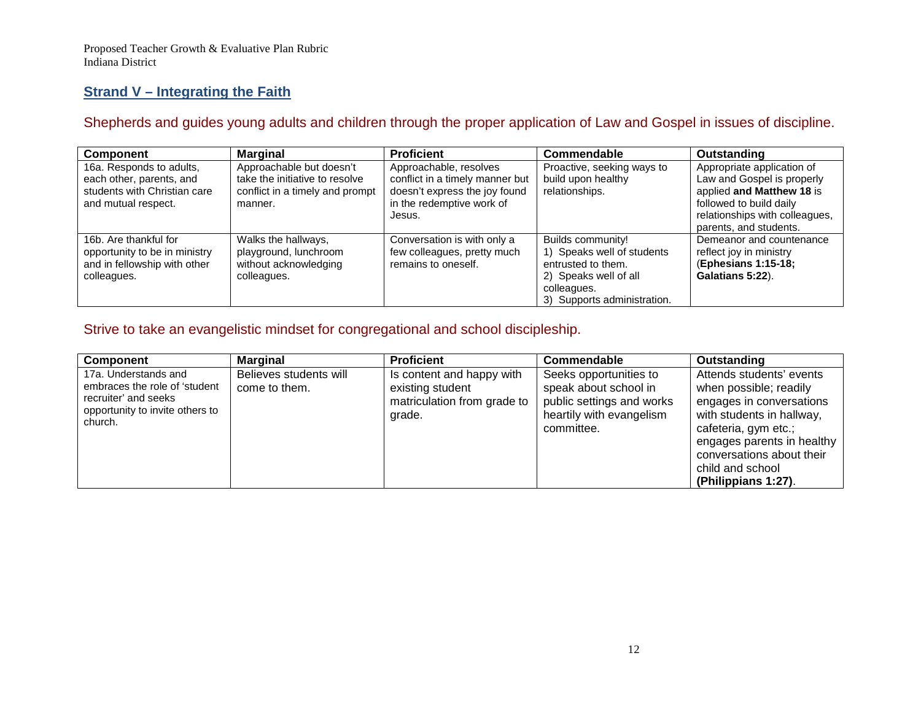## Strand V – Integrating the Faith

### Shepherds and guides young adults and children through the proper application of Law and Gospel in issues of discipline.

| Component | Marginal | Proficient | Commendable | Outstanding |
|---|---|---|---|---|
| 16a. Responds to adults, each other, parents, and students with Christian care and mutual respect. | Approachable but doesn't take the initiative to resolve conflict in a timely and prompt manner. | Approachable, resolves conflict in a timely manner but doesn't express the joy found in the redemptive work of Jesus. | Proactive, seeking ways to build upon healthy relationships. | Appropriate application of Law and Gospel is properly applied **and Matthew 18** is followed to build daily relationships with colleagues, parents, and students. |
| 16b. Are thankful for opportunity to be in ministry and in fellowship with other colleagues. | Walks the hallways, playground, lunchroom without acknowledging colleagues. | Conversation is with only a few colleagues, pretty much remains to oneself. | Builds community! 1) Speaks well of students entrusted to them. 2) Speaks well of all colleagues. 3) Supports administration. | Demeanor and countenance reflect joy in ministry (**Ephesians 1:15-18; Galatians 5:22**). |

### Strive to take an evangelistic mindset for congregational and school discipleship.

| Component | Marginal | Proficient | Commendable | Outstanding |
|---|---|---|---|---|
| 17a. Understands and embraces the role of 'student recruiter' and seeks opportunity to invite others to church. | Believes students will come to them. | Is content and happy with existing student matriculation from grade to grade. | Seeks opportunities to speak about school in public settings and works heartily with evangelism committee. | Attends students' events when possible; readily engages in conversations with students in hallway, cafeteria, gym etc.; engages parents in healthy conversations about their child and school **(Philippians 1:27)**. |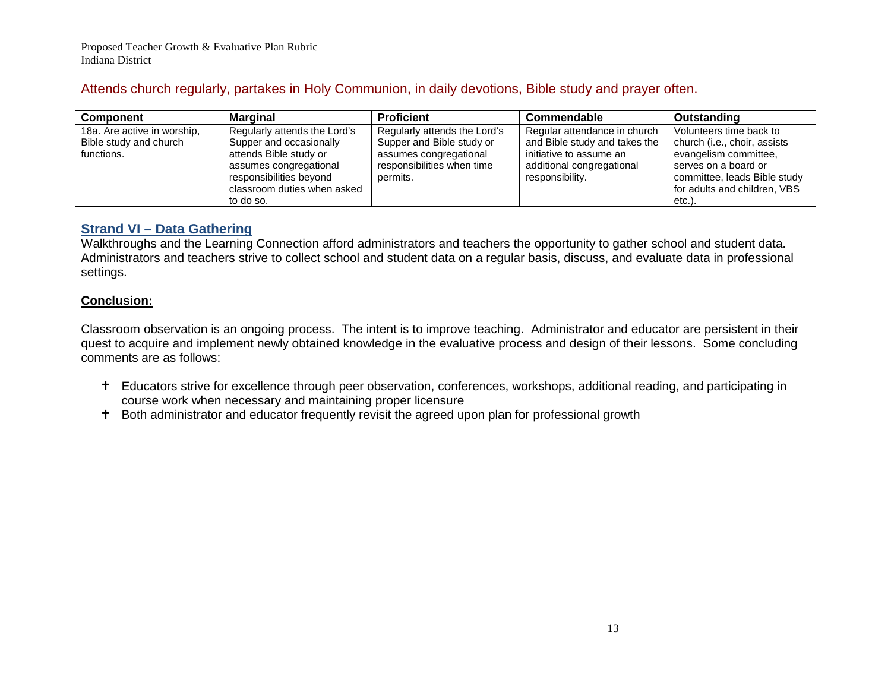Attends church regularly, partakes in Holy Communion, in daily devotions, Bible study and prayer often.

| Component | Marginal | Proficient | Commendable | Outstanding |
| --- | --- | --- | --- | --- |
| 18a. Are active in worship, Bible study and church functions. | Regularly attends the Lord's Supper and occasionally attends Bible study or assumes congregational responsibilities beyond classroom duties when asked to do so. | Regularly attends the Lord's Supper and Bible study or assumes congregational responsibilities when time permits. | Regular attendance in church and Bible study and takes the initiative to assume an additional congregational responsibility. | Volunteers time back to church (i.e., choir, assists evangelism committee, serves on a board or committee, leads Bible study for adults and children, VBS etc.). |

## Strand VI – Data Gathering

Walkthroughs and the Learning Connection afford administrators and teachers the opportunity to gather school and student data. Administrators and teachers strive to collect school and student data on a regular basis, discuss, and evaluate data in professional settings.

**Conclusion:**

Classroom observation is an ongoing process. The intent is to improve teaching. Administrator and educator are persistent in their quest to acquire and implement newly obtained knowledge in the evaluative process and design of their lessons. Some concluding comments are as follows:

- Educators strive for excellence through peer observation, conferences, workshops, additional reading, and participating in course work when necessary and maintaining proper licensure
- Both administrator and educator frequently revisit the agreed upon plan for professional growth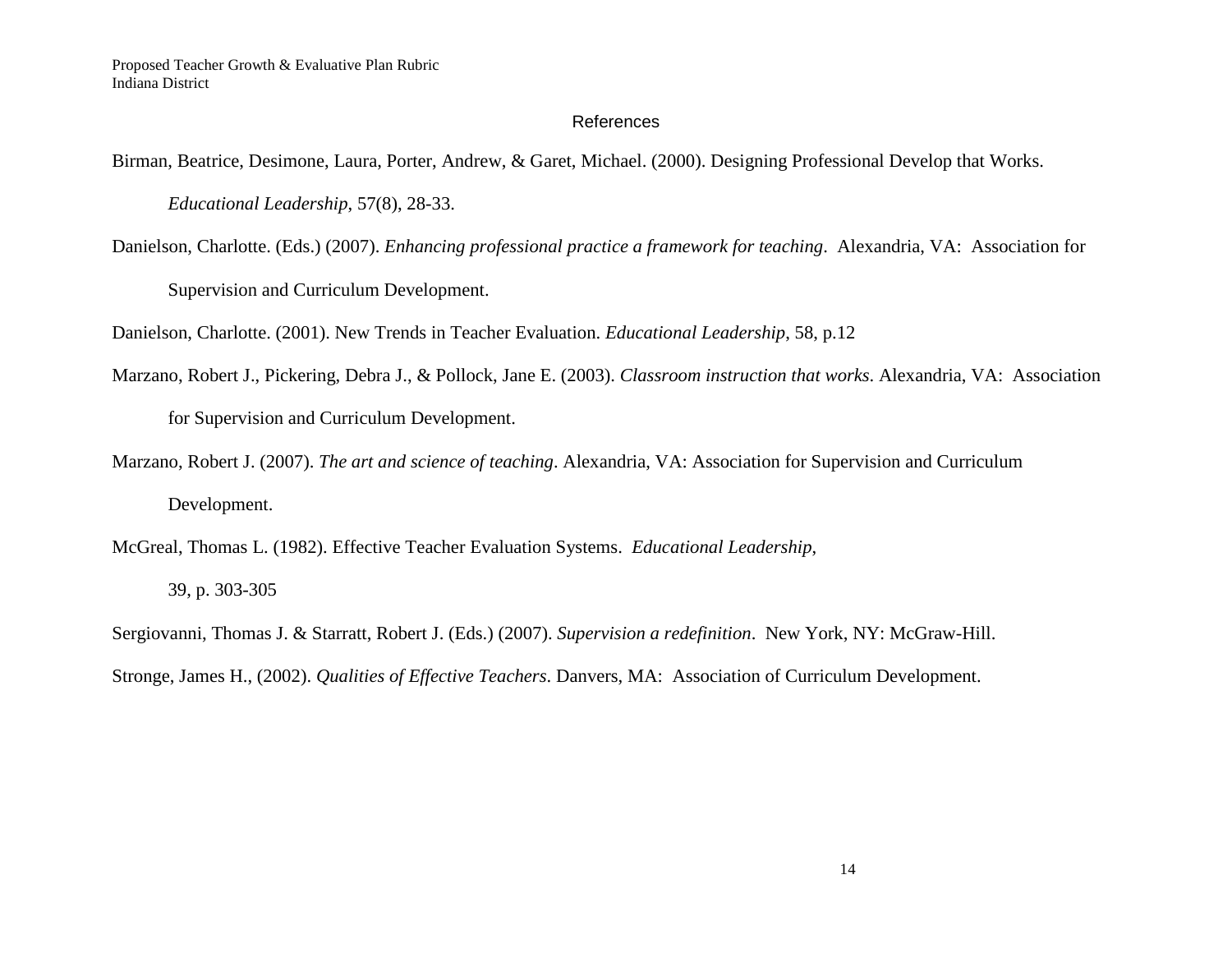## References

Birman, Beatrice, Desimone, Laura, Porter, Andrew, & Garet, Michael. (2000). Designing Professional Develop that Works. *Educational Leadership*, 57(8), 28-33.

Danielson, Charlotte. (Eds.) (2007). *Enhancing professional practice a framework for teaching*. Alexandria, VA: Association for Supervision and Curriculum Development.

Danielson, Charlotte. (2001). New Trends in Teacher Evaluation. *Educational Leadership*, 58, p.12

Marzano, Robert J., Pickering, Debra J., & Pollock, Jane E. (2003). *Classroom instruction that works*. Alexandria, VA: Association for Supervision and Curriculum Development.

Marzano, Robert J. (2007). *The art and science of teaching*. Alexandria, VA: Association for Supervision and Curriculum Development.

McGreal, Thomas L. (1982). Effective Teacher Evaluation Systems. *Educational Leadership*, 39, p. 303-305

Sergiovanni, Thomas J. & Starratt, Robert J. (Eds.) (2007). *Supervision a redefinition*. New York, NY: McGraw-Hill.

Stronge, James H., (2002). *Qualities of Effective Teachers*. Danvers, MA: Association of Curriculum Development.